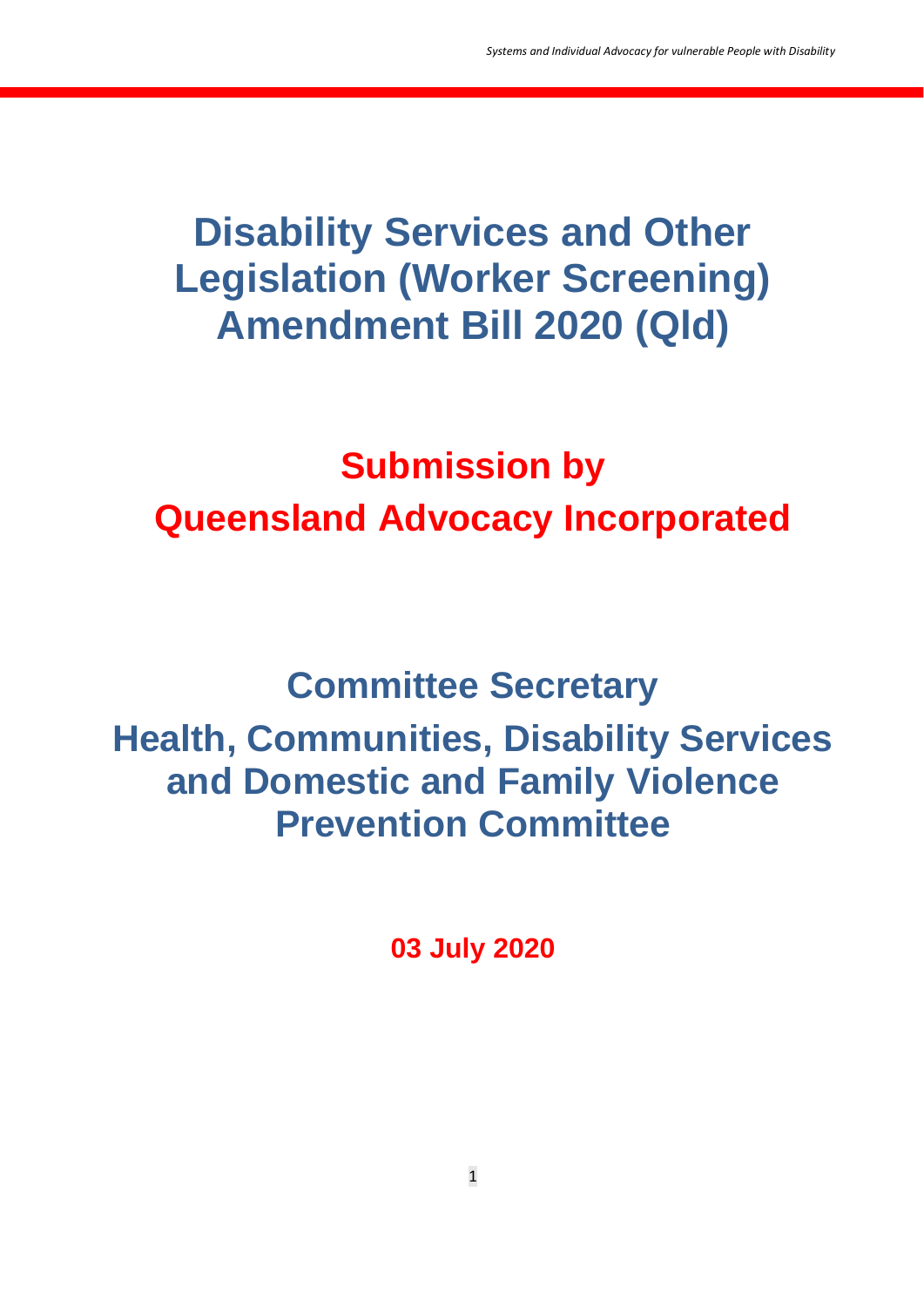# Disability Services and Other Legislation (Worker Screening) Amendment Bill 2020 (Qld)

## Submission by
## Queensland Advocacy Incorporated

## Committee Secretary
## Health, Communities, Disability Services and Domestic and Family Violence Prevention Committee

**03 July 2020**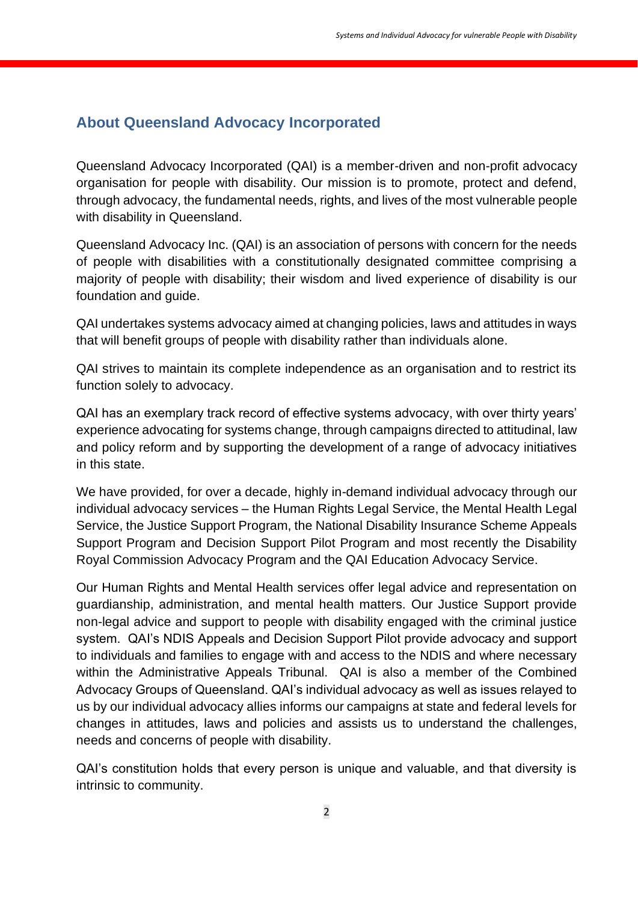## About Queensland Advocacy Incorporated

Queensland Advocacy Incorporated (QAI) is a member-driven and non-profit advocacy organisation for people with disability. Our mission is to promote, protect and defend, through advocacy, the fundamental needs, rights, and lives of the most vulnerable people with disability in Queensland.

Queensland Advocacy Inc. (QAI) is an association of persons with concern for the needs of people with disabilities with a constitutionally designated committee comprising a majority of people with disability; their wisdom and lived experience of disability is our foundation and guide.

QAI undertakes systems advocacy aimed at changing policies, laws and attitudes in ways that will benefit groups of people with disability rather than individuals alone.

QAI strives to maintain its complete independence as an organisation and to restrict its function solely to advocacy.

QAI has an exemplary track record of effective systems advocacy, with over thirty years' experience advocating for systems change, through campaigns directed to attitudinal, law and policy reform and by supporting the development of a range of advocacy initiatives in this state.

We have provided, for over a decade, highly in-demand individual advocacy through our individual advocacy services – the Human Rights Legal Service, the Mental Health Legal Service, the Justice Support Program, the National Disability Insurance Scheme Appeals Support Program and Decision Support Pilot Program and most recently the Disability Royal Commission Advocacy Program and the QAI Education Advocacy Service.

Our Human Rights and Mental Health services offer legal advice and representation on guardianship, administration, and mental health matters. Our Justice Support provide non-legal advice and support to people with disability engaged with the criminal justice system. QAI's NDIS Appeals and Decision Support Pilot provide advocacy and support to individuals and families to engage with and access to the NDIS and where necessary within the Administrative Appeals Tribunal. QAI is also a member of the Combined Advocacy Groups of Queensland. QAI's individual advocacy as well as issues relayed to us by our individual advocacy allies informs our campaigns at state and federal levels for changes in attitudes, laws and policies and assists us to understand the challenges, needs and concerns of people with disability.

QAI's constitution holds that every person is unique and valuable, and that diversity is intrinsic to community.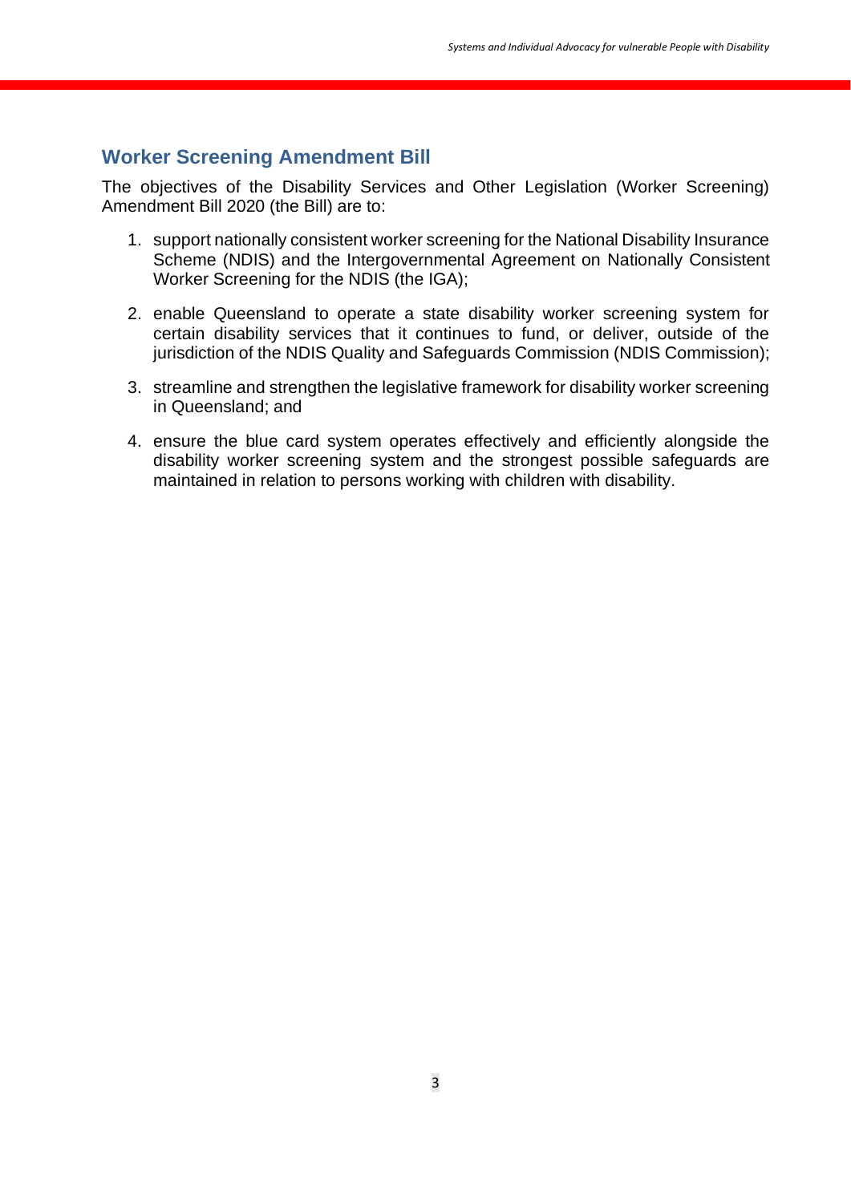## Worker Screening Amendment Bill

The objectives of the Disability Services and Other Legislation (Worker Screening) Amendment Bill 2020 (the Bill) are to:

1. support nationally consistent worker screening for the National Disability Insurance Scheme (NDIS) and the Intergovernmental Agreement on Nationally Consistent Worker Screening for the NDIS (the IGA);
2. enable Queensland to operate a state disability worker screening system for certain disability services that it continues to fund, or deliver, outside of the jurisdiction of the NDIS Quality and Safeguards Commission (NDIS Commission);
3. streamline and strengthen the legislative framework for disability worker screening in Queensland; and
4. ensure the blue card system operates effectively and efficiently alongside the disability worker screening system and the strongest possible safeguards are maintained in relation to persons working with children with disability.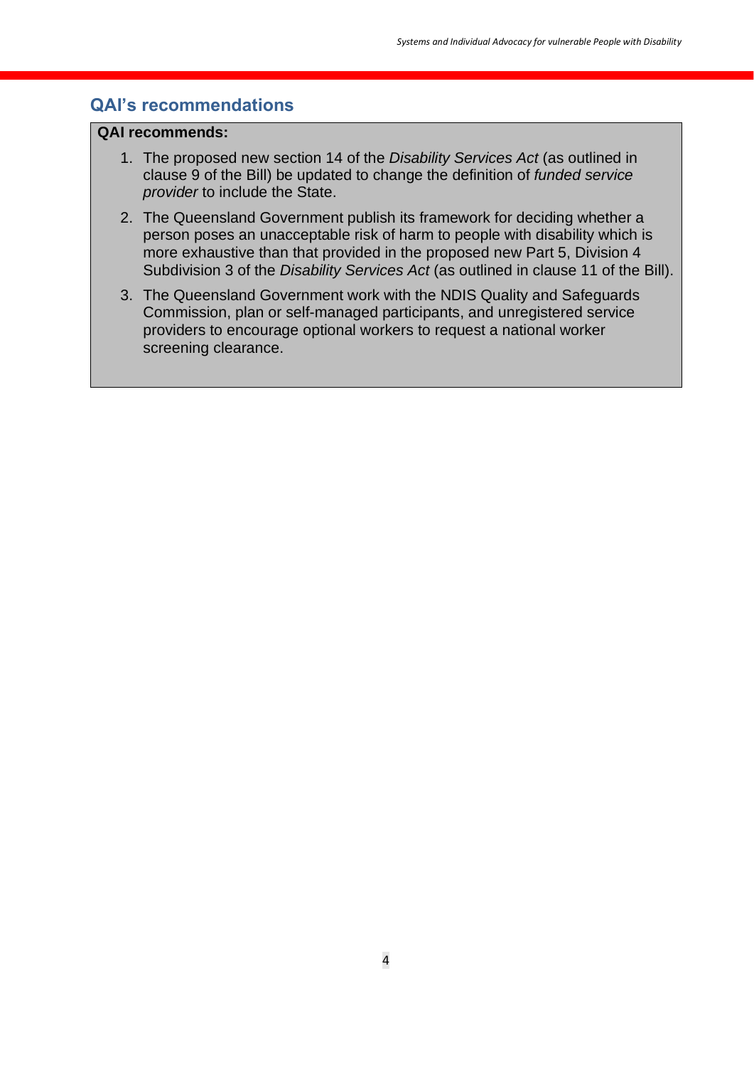## QAI's recommendations

**QAI recommends:**

1. The proposed new section 14 of the *Disability Services Act* (as outlined in clause 9 of the Bill) be updated to change the definition of *funded service provider* to include the State.
2. The Queensland Government publish its framework for deciding whether a person poses an unacceptable risk of harm to people with disability which is more exhaustive than that provided in the proposed new Part 5, Division 4 Subdivision 3 of the *Disability Services Act* (as outlined in clause 11 of the Bill).
3. The Queensland Government work with the NDIS Quality and Safeguards Commission, plan or self-managed participants, and unregistered service providers to encourage optional workers to request a national worker screening clearance.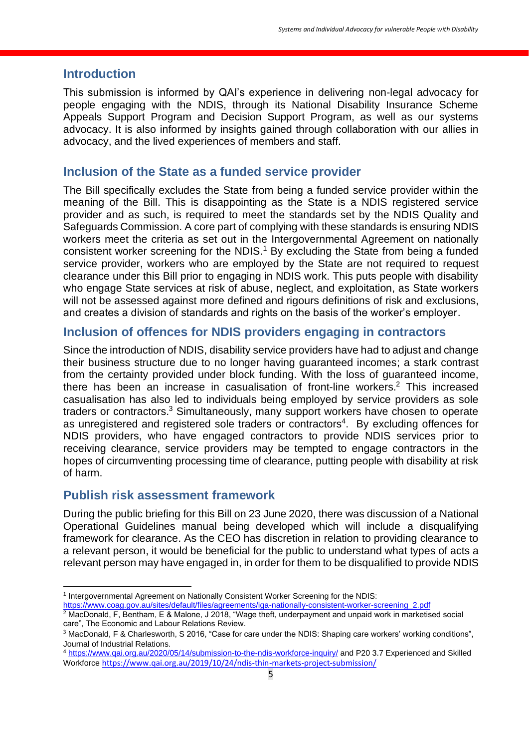## Introduction

This submission is informed by QAI's experience in delivering non-legal advocacy for people engaging with the NDIS, through its National Disability Insurance Scheme Appeals Support Program and Decision Support Program, as well as our systems advocacy. It is also informed by insights gained through collaboration with our allies in advocacy, and the lived experiences of members and staff.

## Inclusion of the State as a funded service provider

The Bill specifically excludes the State from being a funded service provider within the meaning of the Bill. This is disappointing as the State is a NDIS registered service provider and as such, is required to meet the standards set by the NDIS Quality and Safeguards Commission. A core part of complying with these standards is ensuring NDIS workers meet the criteria as set out in the Intergovernmental Agreement on nationally consistent worker screening for the NDIS.[1] By excluding the State from being a funded service provider, workers who are employed by the State are not required to request clearance under this Bill prior to engaging in NDIS work. This puts people with disability who engage State services at risk of abuse, neglect, and exploitation, as State workers will not be assessed against more defined and rigours definitions of risk and exclusions, and creates a division of standards and rights on the basis of the worker's employer.

## Inclusion of offences for NDIS providers engaging in contractors

Since the introduction of NDIS, disability service providers have had to adjust and change their business structure due to no longer having guaranteed incomes; a stark contrast from the certainty provided under block funding. With the loss of guaranteed income, there has been an increase in casualisation of front-line workers.[2] This increased casualisation has also led to individuals being employed by service providers as sole traders or contractors.[3] Simultaneously, many support workers have chosen to operate as unregistered and registered sole traders or contractors[4]. By excluding offences for NDIS providers, who have engaged contractors to provide NDIS services prior to receiving clearance, service providers may be tempted to engage contractors in the hopes of circumventing processing time of clearance, putting people with disability at risk of harm.

## Publish risk assessment framework

During the public briefing for this Bill on 23 June 2020, there was discussion of a National Operational Guidelines manual being developed which will include a disqualifying framework for clearance. As the CEO has discretion in relation to providing clearance to a relevant person, it would be beneficial for the public to understand what types of acts a relevant person may have engaged in, in order for them to be disqualified to provide NDIS

---

[1] Intergovernmental Agreement on Nationally Consistent Worker Screening for the NDIS: https://www.coag.gov.au/sites/default/files/agreements/iga-nationally-consistent-worker-screening_2.pdf

[2] MacDonald, F, Bentham, E & Malone, J 2018, "Wage theft, underpayment and unpaid work in marketised social care", The Economic and Labour Relations Review.

[3] MacDonald, F & Charlesworth, S 2016, "Case for care under the NDIS: Shaping care workers' working conditions", Journal of Industrial Relations.

[4] https://www.qai.org.au/2020/05/14/submission-to-the-ndis-workforce-inquiry/ and P20 3.7 Experienced and Skilled Workforce https://www.qai.org.au/2019/10/24/ndis-thin-markets-project-submission/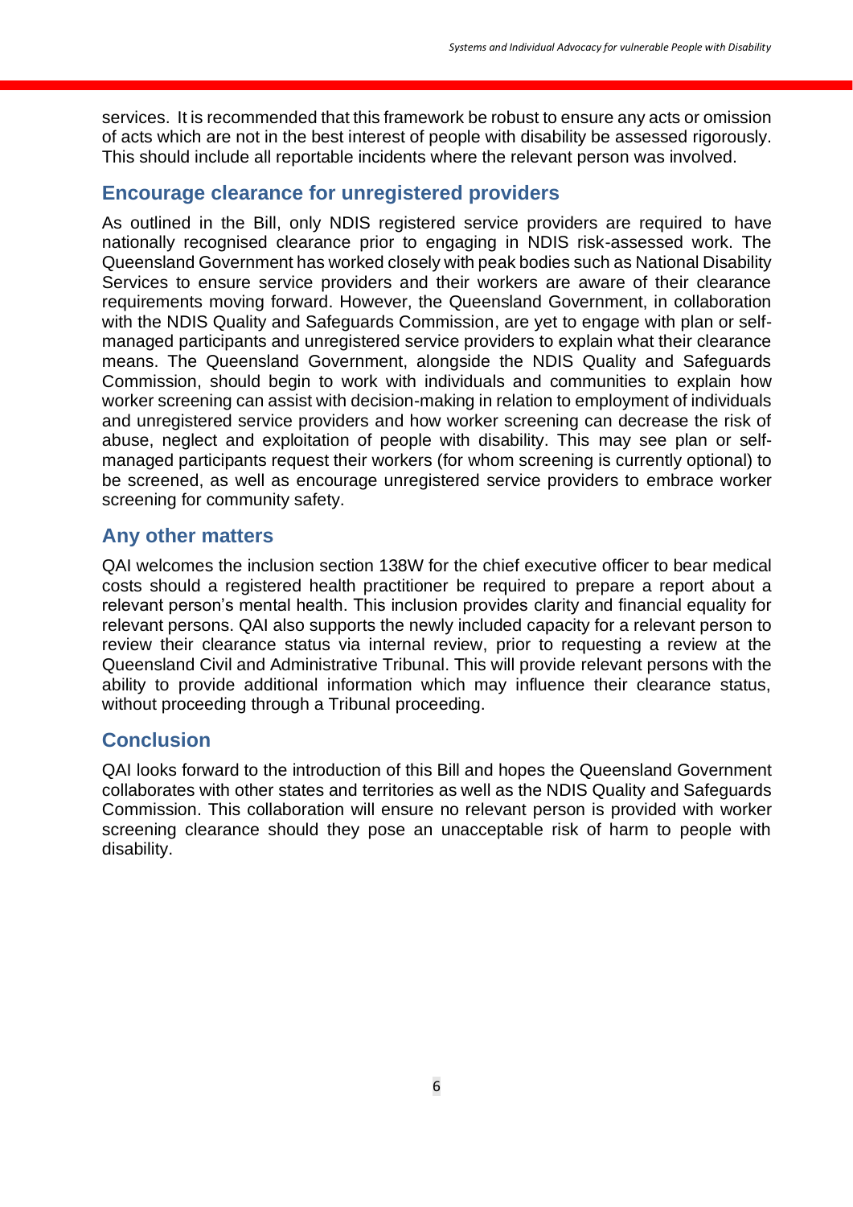services. It is recommended that this framework be robust to ensure any acts or omission of acts which are not in the best interest of people with disability be assessed rigorously. This should include all reportable incidents where the relevant person was involved.

## Encourage clearance for unregistered providers

As outlined in the Bill, only NDIS registered service providers are required to have nationally recognised clearance prior to engaging in NDIS risk-assessed work. The Queensland Government has worked closely with peak bodies such as National Disability Services to ensure service providers and their workers are aware of their clearance requirements moving forward. However, the Queensland Government, in collaboration with the NDIS Quality and Safeguards Commission, are yet to engage with plan or self-managed participants and unregistered service providers to explain what their clearance means. The Queensland Government, alongside the NDIS Quality and Safeguards Commission, should begin to work with individuals and communities to explain how worker screening can assist with decision-making in relation to employment of individuals and unregistered service providers and how worker screening can decrease the risk of abuse, neglect and exploitation of people with disability. This may see plan or self-managed participants request their workers (for whom screening is currently optional) to be screened, as well as encourage unregistered service providers to embrace worker screening for community safety.

## Any other matters

QAI welcomes the inclusion section 138W for the chief executive officer to bear medical costs should a registered health practitioner be required to prepare a report about a relevant person's mental health. This inclusion provides clarity and financial equality for relevant persons. QAI also supports the newly included capacity for a relevant person to review their clearance status via internal review, prior to requesting a review at the Queensland Civil and Administrative Tribunal. This will provide relevant persons with the ability to provide additional information which may influence their clearance status, without proceeding through a Tribunal proceeding.

## Conclusion

QAI looks forward to the introduction of this Bill and hopes the Queensland Government collaborates with other states and territories as well as the NDIS Quality and Safeguards Commission. This collaboration will ensure no relevant person is provided with worker screening clearance should they pose an unacceptable risk of harm to people with disability.